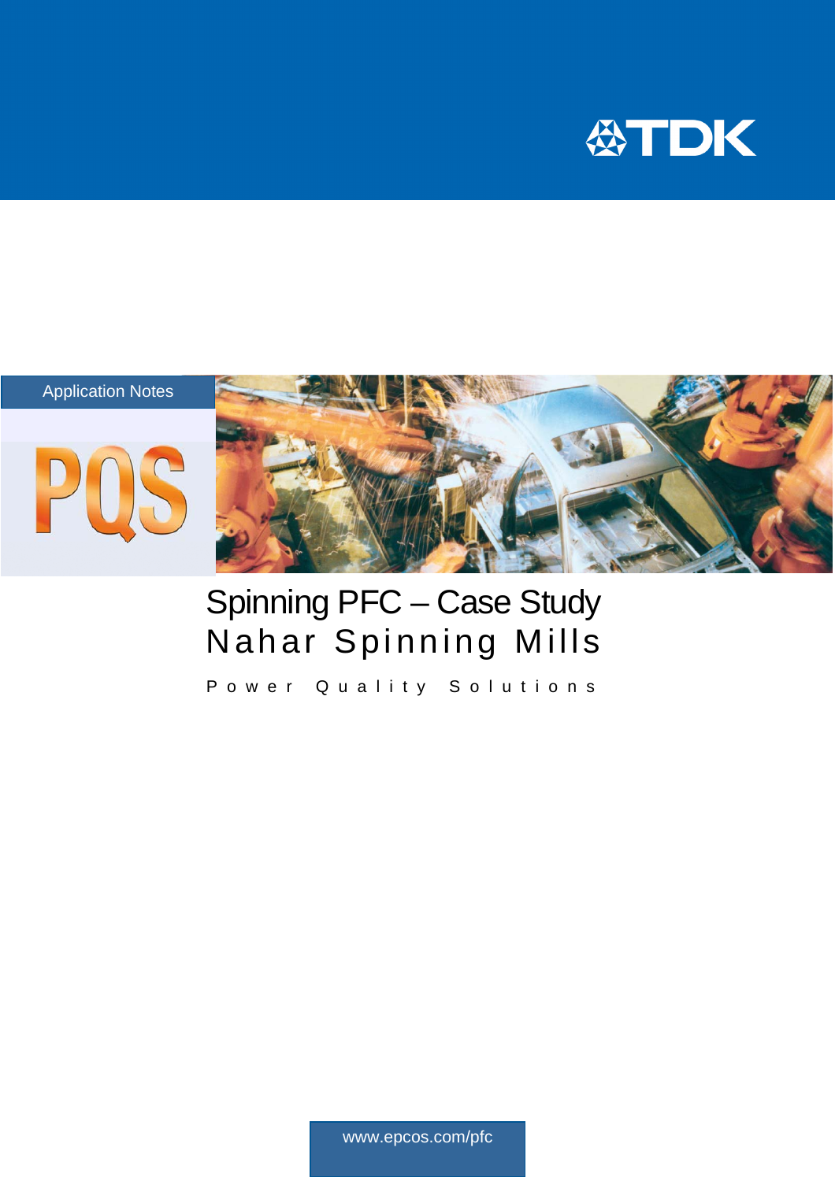Application Notes

PQS

# Spinning PFC – Case Study
# Nahar Spinning Mills

Power Quality Solutions

www.epcos.com/pfc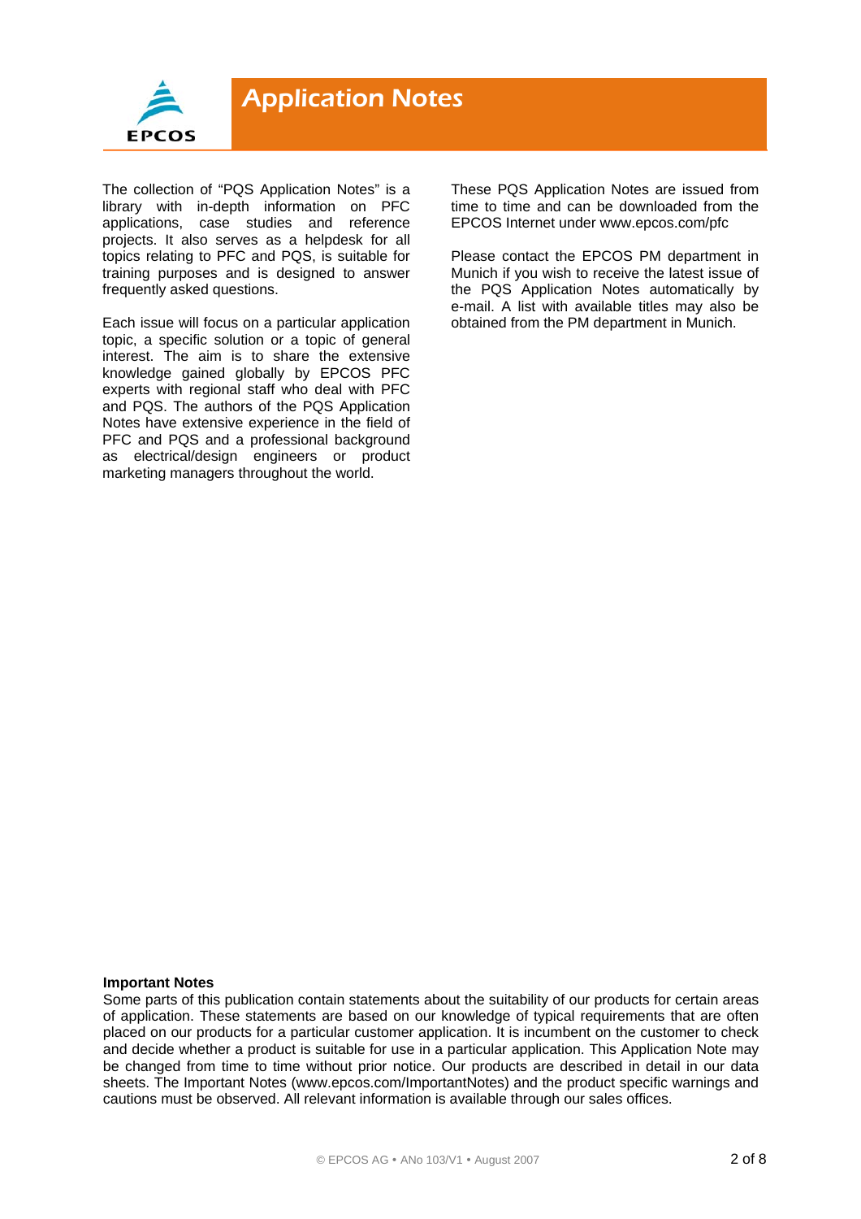# Application Notes

The collection of "PQS Application Notes" is a library with in-depth information on PFC applications, case studies and reference projects. It also serves as a helpdesk for all topics relating to PFC and PQS, is suitable for training purposes and is designed to answer frequently asked questions.

Each issue will focus on a particular application topic, a specific solution or a topic of general interest. The aim is to share the extensive knowledge gained globally by EPCOS PFC experts with regional staff who deal with PFC and PQS. The authors of the PQS Application Notes have extensive experience in the field of PFC and PQS and a professional background as electrical/design engineers or product marketing managers throughout the world.

These PQS Application Notes are issued from time to time and can be downloaded from the EPCOS Internet under www.epcos.com/pfc

Please contact the EPCOS PM department in Munich if you wish to receive the latest issue of the PQS Application Notes automatically by e-mail. A list with available titles may also be obtained from the PM department in Munich.

**Important Notes**
Some parts of this publication contain statements about the suitability of our products for certain areas of application. These statements are based on our knowledge of typical requirements that are often placed on our products for a particular customer application. It is incumbent on the customer to check and decide whether a product is suitable for use in a particular application. This Application Note may be changed from time to time without prior notice. Our products are described in detail in our data sheets. The Important Notes (www.epcos.com/ImportantNotes) and the product specific warnings and cautions must be observed. All relevant information is available through our sales offices.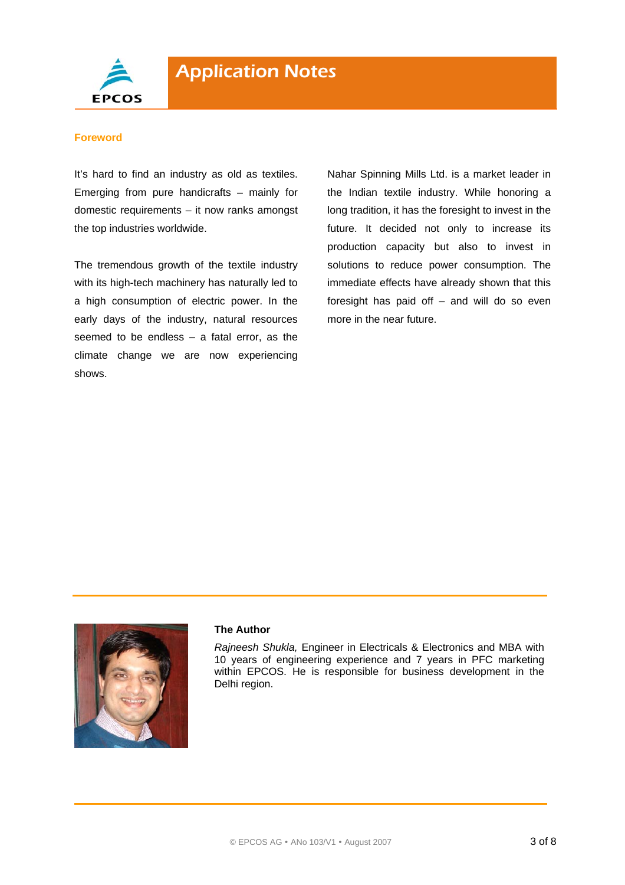## Foreword

It's hard to find an industry as old as textiles. Emerging from pure handicrafts – mainly for domestic requirements – it now ranks amongst the top industries worldwide.

The tremendous growth of the textile industry with its high-tech machinery has naturally led to a high consumption of electric power. In the early days of the industry, natural resources seemed to be endless – a fatal error, as the climate change we are now experiencing shows.

Nahar Spinning Mills Ltd. is a market leader in the Indian textile industry. While honoring a long tradition, it has the foresight to invest in the future. It decided not only to increase its production capacity but also to invest in solutions to reduce power consumption. The immediate effects have already shown that this foresight has paid off – and will do so even more in the near future.

**The Author**

*Rajneesh Shukla,* Engineer in Electricals & Electronics and MBA with 10 years of engineering experience and 7 years in PFC marketing within EPCOS. He is responsible for business development in the Delhi region.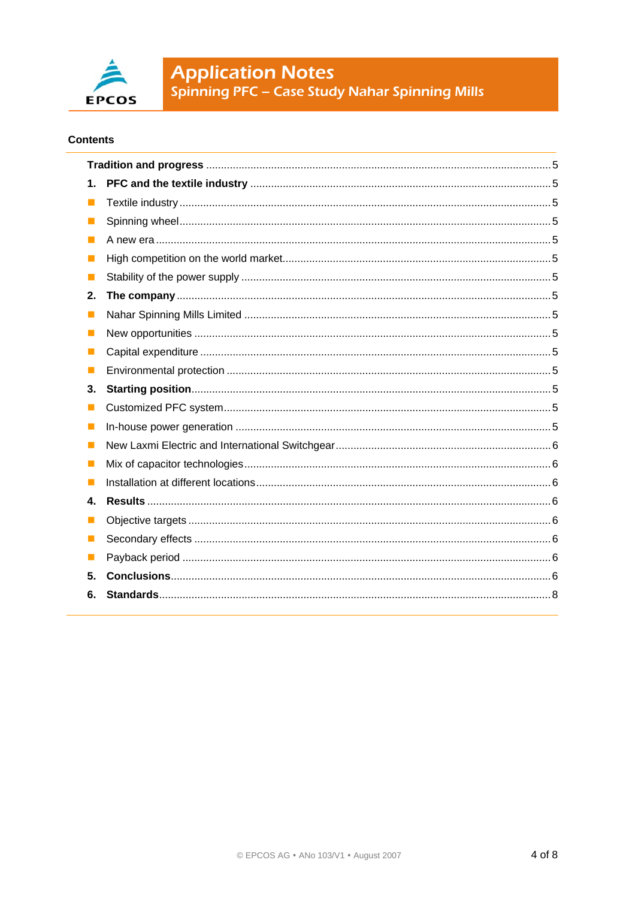# Application Notes

## Spinning PFC – Case Study Nahar Spinning Mills

**Contents**

**Tradition and progress** .......... 5

1. **PFC and the textile industry** .......... 5
   - Textile industry .......... 5
   - Spinning wheel .......... 5
   - A new era .......... 5
   - High competition on the world market .......... 5
   - Stability of the power supply .......... 5
2. **The company** .......... 5
   - Nahar Spinning Mills Limited .......... 5
   - New opportunities .......... 5
   - Capital expenditure .......... 5
   - Environmental protection .......... 5
3. **Starting position** .......... 5
   - Customized PFC system .......... 5
   - In-house power generation .......... 5
   - New Laxmi Electric and International Switchgear .......... 6
   - Mix of capacitor technologies .......... 6
   - Installation at different locations .......... 6
4. **Results** .......... 6
   - Objective targets .......... 6
   - Secondary effects .......... 6
   - Payback period .......... 6
5. **Conclusions** .......... 6
6. **Standards** .......... 8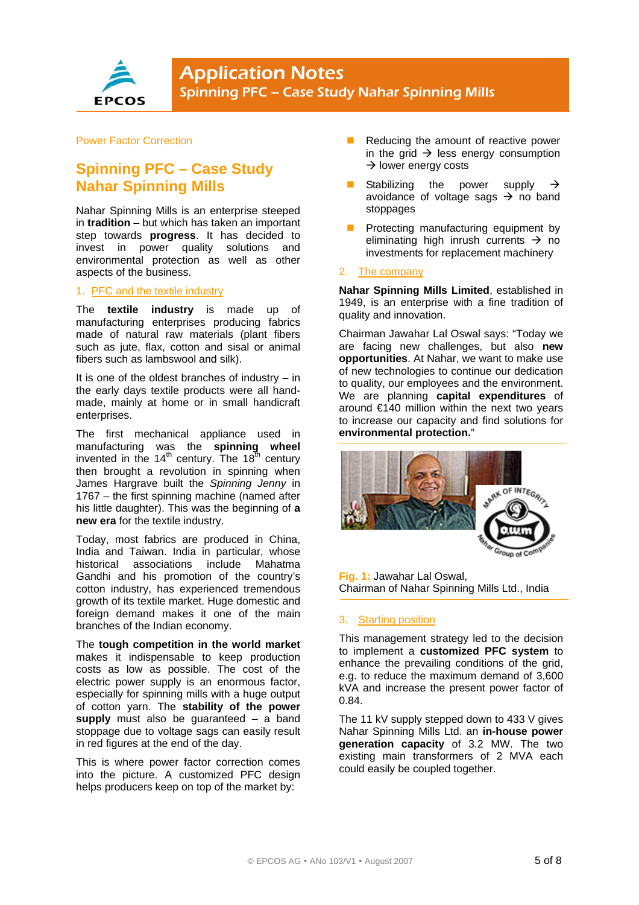Power Factor Correction

# Spinning PFC – Case Study Nahar Spinning Mills

Nahar Spinning Mills is an enterprise steeped in **tradition** – but which has taken an important step towards **progress**. It has decided to invest in power quality solutions and environmental protection as well as other aspects of the business.

## 1. PFC and the textile industry

The **textile industry** is made up of manufacturing enterprises producing fabrics made of natural raw materials (plant fibers such as jute, flax, cotton and sisal or animal fibers such as lambswool and silk).

It is one of the oldest branches of industry – in the early days textile products were all hand-made, mainly at home or in small handicraft enterprises.

The first mechanical appliance used in manufacturing was the **spinning wheel** invented in the 14th century. The 18th century then brought a revolution in spinning when James Hargrave built the *Spinning Jenny* in 1767 – the first spinning machine (named after his little daughter). This was the beginning of **a new era** for the textile industry.

Today, most fabrics are produced in China, India and Taiwan. India in particular, whose historical associations include Mahatma Gandhi and his promotion of the country's cotton industry, has experienced tremendous growth of its textile market. Huge domestic and foreign demand makes it one of the main branches of the Indian economy.

The **tough competition in the world market** makes it indispensable to keep production costs as low as possible. The cost of the electric power supply is an enormous factor, especially for spinning mills with a huge output of cotton yarn. The **stability of the power supply** must also be guaranteed – a band stoppage due to voltage sags can easily result in red figures at the end of the day.

This is where power factor correction comes into the picture. A customized PFC design helps producers keep on top of the market by:

- Reducing the amount of reactive power in the grid → less energy consumption → lower energy costs
- Stabilizing the power supply → avoidance of voltage sags → no band stoppages
- Protecting manufacturing equipment by eliminating high inrush currents → no investments for replacement machinery

## 2. The company

**Nahar Spinning Mills Limited**, established in 1949, is an enterprise with a fine tradition of quality and innovation.

Chairman Jawahar Lal Oswal says: "Today we are facing new challenges, but also **new opportunities**. At Nahar, we want to make use of new technologies to continue our dedication to quality, our employees and the environment. We are planning **capital expenditures** of around €140 million within the next two years to increase our capacity and find solutions for **environmental protection.**"

**Fig. 1:** Jawahar Lal Oswal, Chairman of Nahar Spinning Mills Ltd., India

## 3. Starting position

This management strategy led to the decision to implement a **customized PFC system** to enhance the prevailing conditions of the grid, e.g. to reduce the maximum demand of 3,600 kVA and increase the present power factor of 0.84.

The 11 kV supply stepped down to 433 V gives Nahar Spinning Mills Ltd. an **in-house power generation capacity** of 3.2 MW. The two existing main transformers of 2 MVA each could easily be coupled together.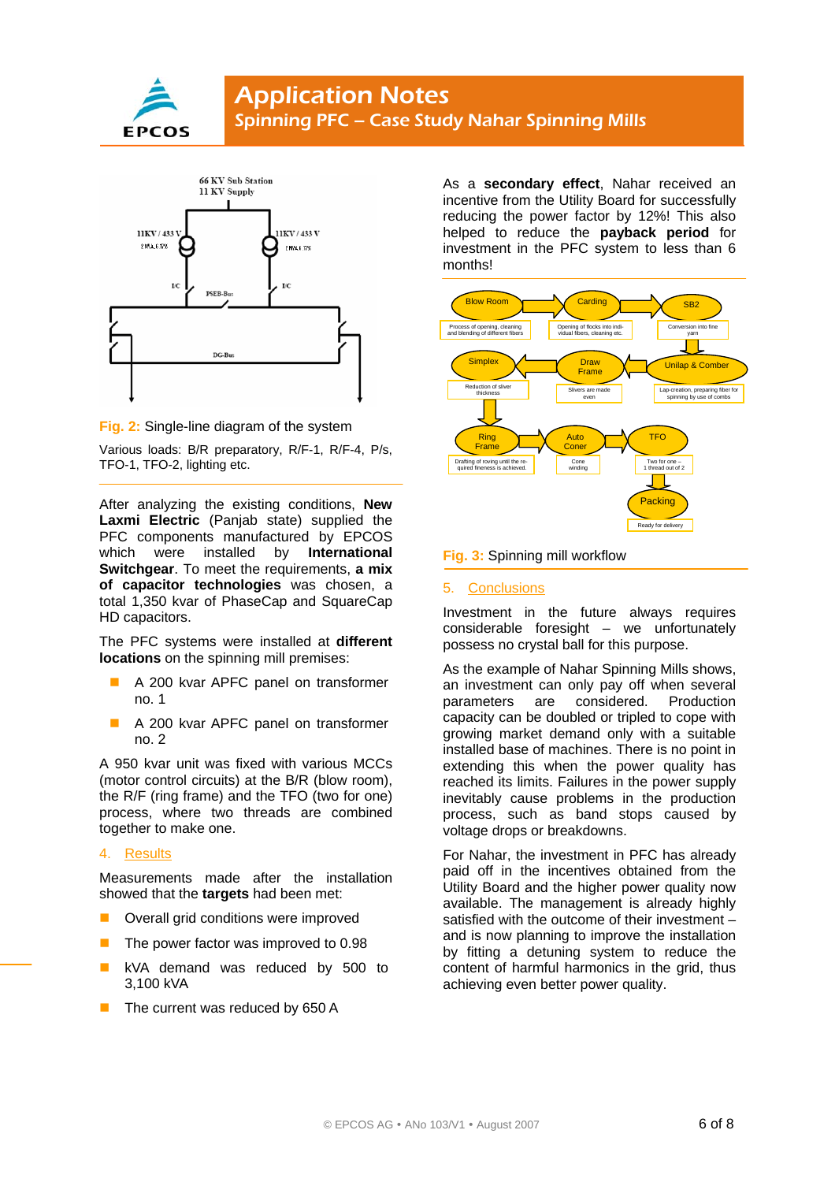66 KV Sub Station
11 KV Supply

11KV / 433 V

11KV / 433 V

I/C

PSEB-Bus

I/C

DG-Bus

Fig. 2: Single-line diagram of the system

Various loads: B/R preparatory, R/F-1, R/F-4, P/s, TFO-1, TFO-2, lighting etc.

After analyzing the existing conditions, **New Laxmi Electric** (Panjab state) supplied the PFC components manufactured by EPCOS which were installed by **International Switchgear**. To meet the requirements, **a mix of capacitor technologies** was chosen, a total 1,350 kvar of PhaseCap and SquareCap HD capacitors.

The PFC systems were installed at **different locations** on the spinning mill premises:

- A 200 kvar APFC panel on transformer no. 1
- A 200 kvar APFC panel on transformer no. 2

A 950 kvar unit was fixed with various MCCs (motor control circuits) at the B/R (blow room), the R/F (ring frame) and the TFO (two for one) process, where two threads are combined together to make one.

## 4. Results

Measurements made after the installation showed that the **targets** had been met:

- Overall grid conditions were improved
- The power factor was improved to 0.98
- kVA demand was reduced by 500 to 3,100 kVA
- The current was reduced by 650 A

As a **secondary effect**, Nahar received an incentive from the Utility Board for successfully reducing the power factor by 12%! This also helped to reduce the **payback period** for investment in the PFC system to less than 6 months!

Blow Room → Carding → SB2 → Unilap & Comber → Draw Frame → Simplex → Ring Frame → Auto Coner → TFO → Packing

- Blow Room: Process of opening, cleaning and blending of different fibers
- Carding: Opening of flocks into individual fibers, cleaning etc.
- SB2: Conversion into fine yarn
- Unilap & Comber: Lap-creation, preparing fiber for spinning by use of combs
- Draw Frame: Slivers are made even
- Simplex: Reduction of sliver thickness
- Ring Frame: Drafting of roving until the required fineness is achieved.
- Auto Coner: Cone winding
- TFO: Two for one – 1 thread out of 2
- Packing: Ready for delivery

Fig. 3: Spinning mill workflow

## 5. Conclusions

Investment in the future always requires considerable foresight – we unfortunately possess no crystal ball for this purpose.

As the example of Nahar Spinning Mills shows, an investment can only pay off when several parameters are considered. Production capacity can be doubled or tripled to cope with growing market demand only with a suitable installed base of machines. There is no point in extending this when the power quality has reached its limits. Failures in the power supply inevitably cause problems in the production process, such as band stops caused by voltage drops or breakdowns.

For Nahar, the investment in PFC has already paid off in the incentives obtained from the Utility Board and the higher power quality now available. The management is already highly satisfied with the outcome of their investment – and is now planning to improve the installation by fitting a detuning system to reduce the content of harmful harmonics in the grid, thus achieving even better power quality.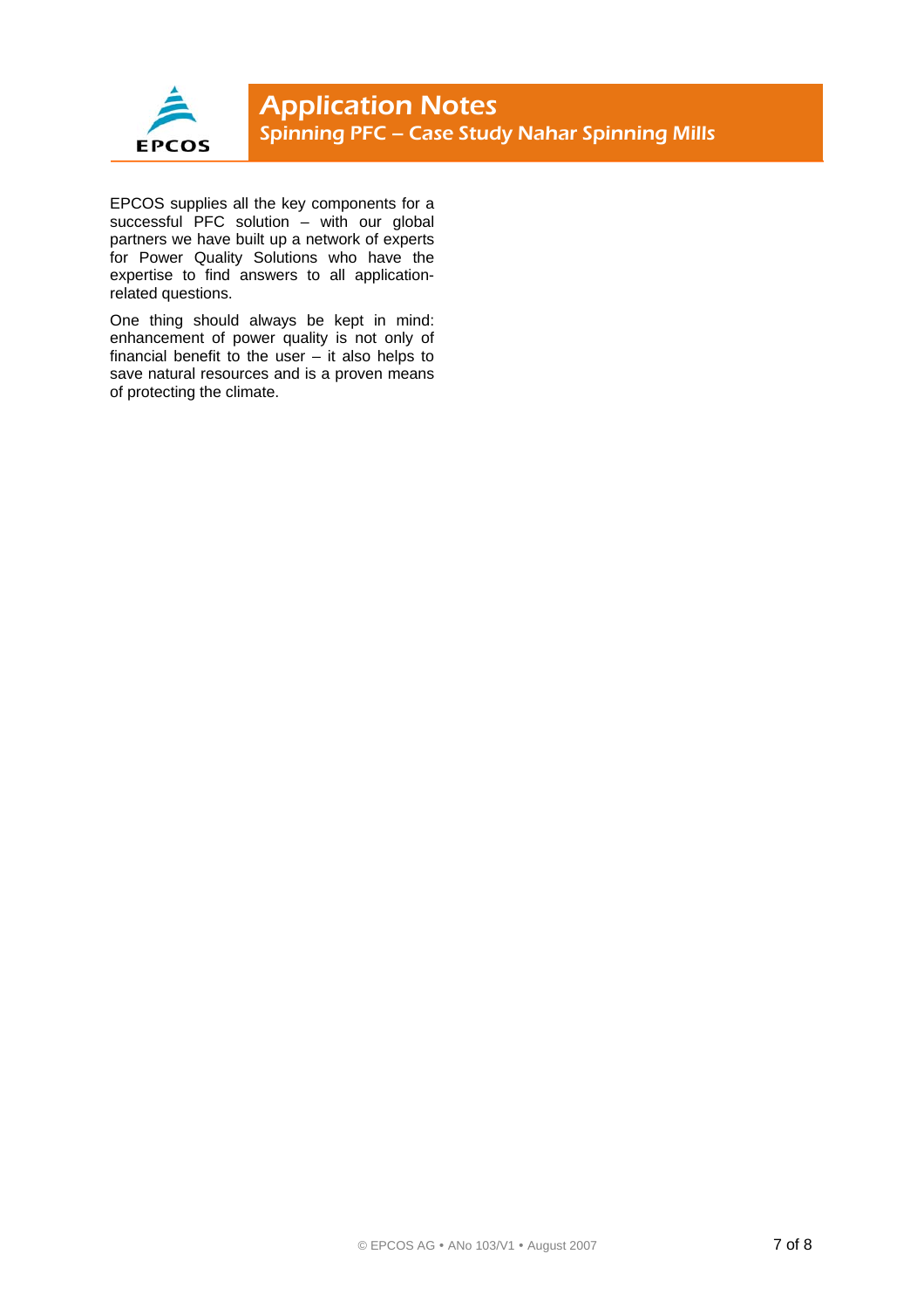EPCOS supplies all the key components for a successful PFC solution – with our global partners we have built up a network of experts for Power Quality Solutions who have the expertise to find answers to all application-related questions.

One thing should always be kept in mind: enhancement of power quality is not only of financial benefit to the user – it also helps to save natural resources and is a proven means of protecting the climate.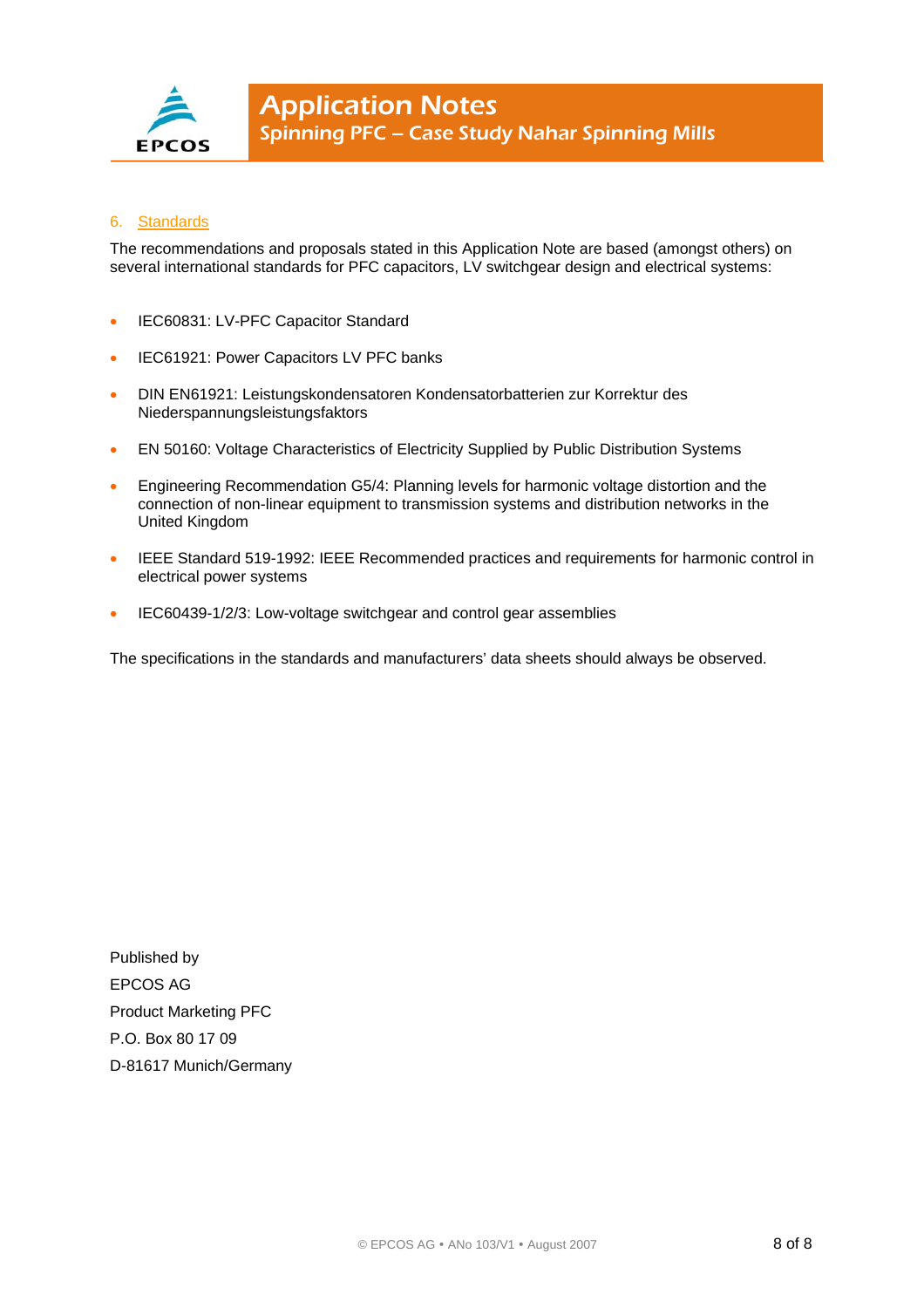## 6. Standards

The recommendations and proposals stated in this Application Note are based (amongst others) on several international standards for PFC capacitors, LV switchgear design and electrical systems:

- IEC60831: LV-PFC Capacitor Standard
- IEC61921: Power Capacitors LV PFC banks
- DIN EN61921: Leistungskondensatoren Kondensatorbatterien zur Korrektur des Niederspannungsleistungsfaktors
- EN 50160: Voltage Characteristics of Electricity Supplied by Public Distribution Systems
- Engineering Recommendation G5/4: Planning levels for harmonic voltage distortion and the connection of non-linear equipment to transmission systems and distribution networks in the United Kingdom
- IEEE Standard 519-1992: IEEE Recommended practices and requirements for harmonic control in electrical power systems
- IEC60439-1/2/3: Low-voltage switchgear and control gear assemblies

The specifications in the standards and manufacturers' data sheets should always be observed.

Published by

EPCOS AG

Product Marketing PFC

P.O. Box 80 17 09

D-81617 Munich/Germany